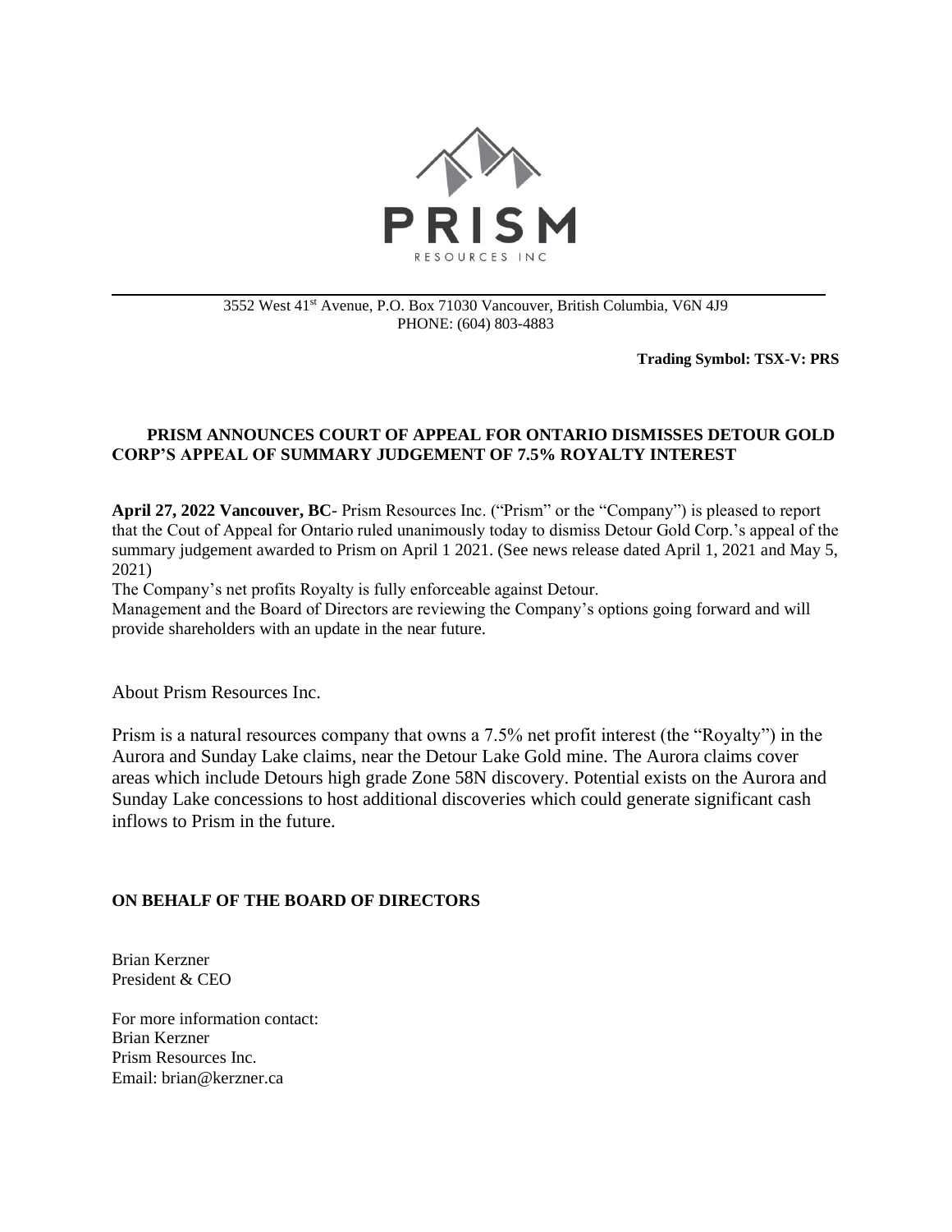PRISM

RESOURCES INC

3552 West 41st Avenue, P.O. Box 71030 Vancouver, British Columbia, V6N 4J9
PHONE: (604) 803-4883

**Trading Symbol: TSX-V: PRS**

## PRISM ANNOUNCES COURT OF APPEAL FOR ONTARIO DISMISSES DETOUR GOLD CORP'S APPEAL OF SUMMARY JUDGEMENT OF 7.5% ROYALTY INTEREST

**April 27, 2022 Vancouver, BC**- Prism Resources Inc. ("Prism" or the "Company") is pleased to report that the Cout of Appeal for Ontario ruled unanimously today to dismiss Detour Gold Corp.'s appeal of the summary judgement awarded to Prism on April 1 2021. (See news release dated April 1, 2021 and May 5, 2021)

The Company's net profits Royalty is fully enforceable against Detour.

Management and the Board of Directors are reviewing the Company's options going forward and will provide shareholders with an update in the near future.

About Prism Resources Inc.

Prism is a natural resources company that owns a 7.5% net profit interest (the "Royalty") in the Aurora and Sunday Lake claims, near the Detour Lake Gold mine. The Aurora claims cover areas which include Detours high grade Zone 58N discovery. Potential exists on the Aurora and Sunday Lake concessions to host additional discoveries which could generate significant cash inflows to Prism in the future.

**ON BEHALF OF THE BOARD OF DIRECTORS**

Brian Kerzner
President & CEO

For more information contact:
Brian Kerzner
Prism Resources Inc.
Email: brian@kerzner.ca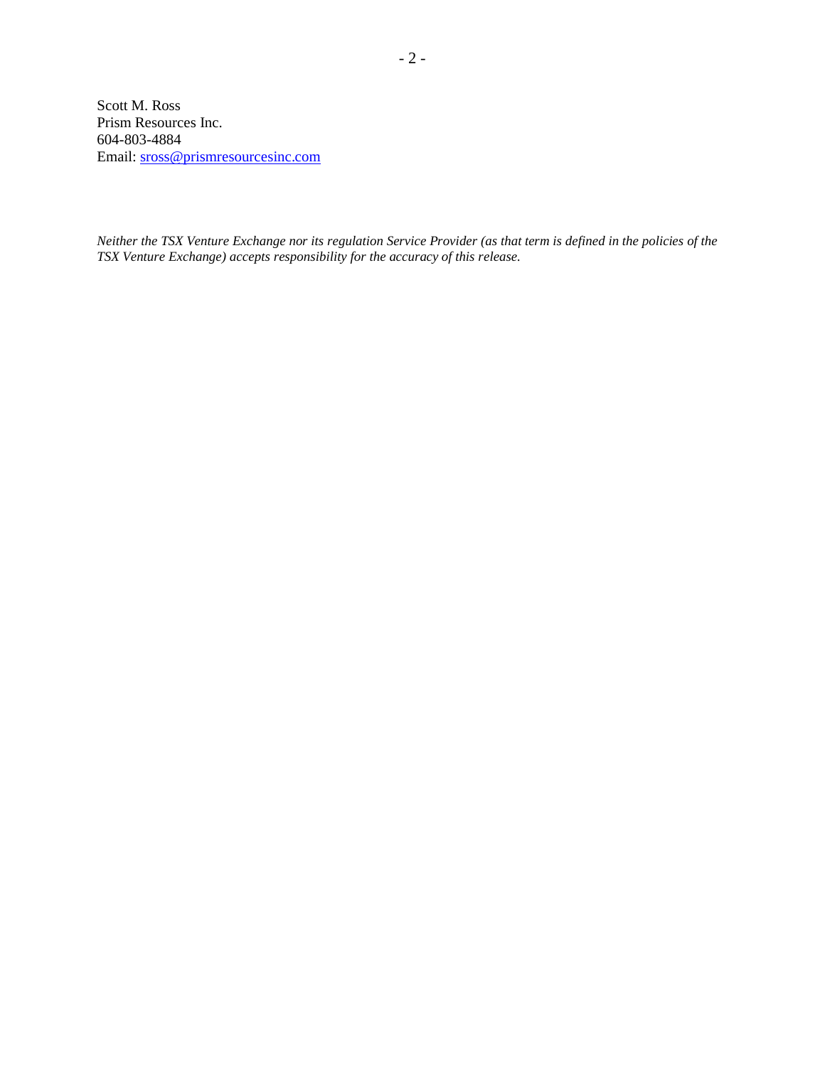Scott M. Ross
Prism Resources Inc.
604-803-4884
Email: sross@prismresourcesinc.com

*Neither the TSX Venture Exchange nor its regulation Service Provider (as that term is defined in the policies of the TSX Venture Exchange) accepts responsibility for the accuracy of this release.*